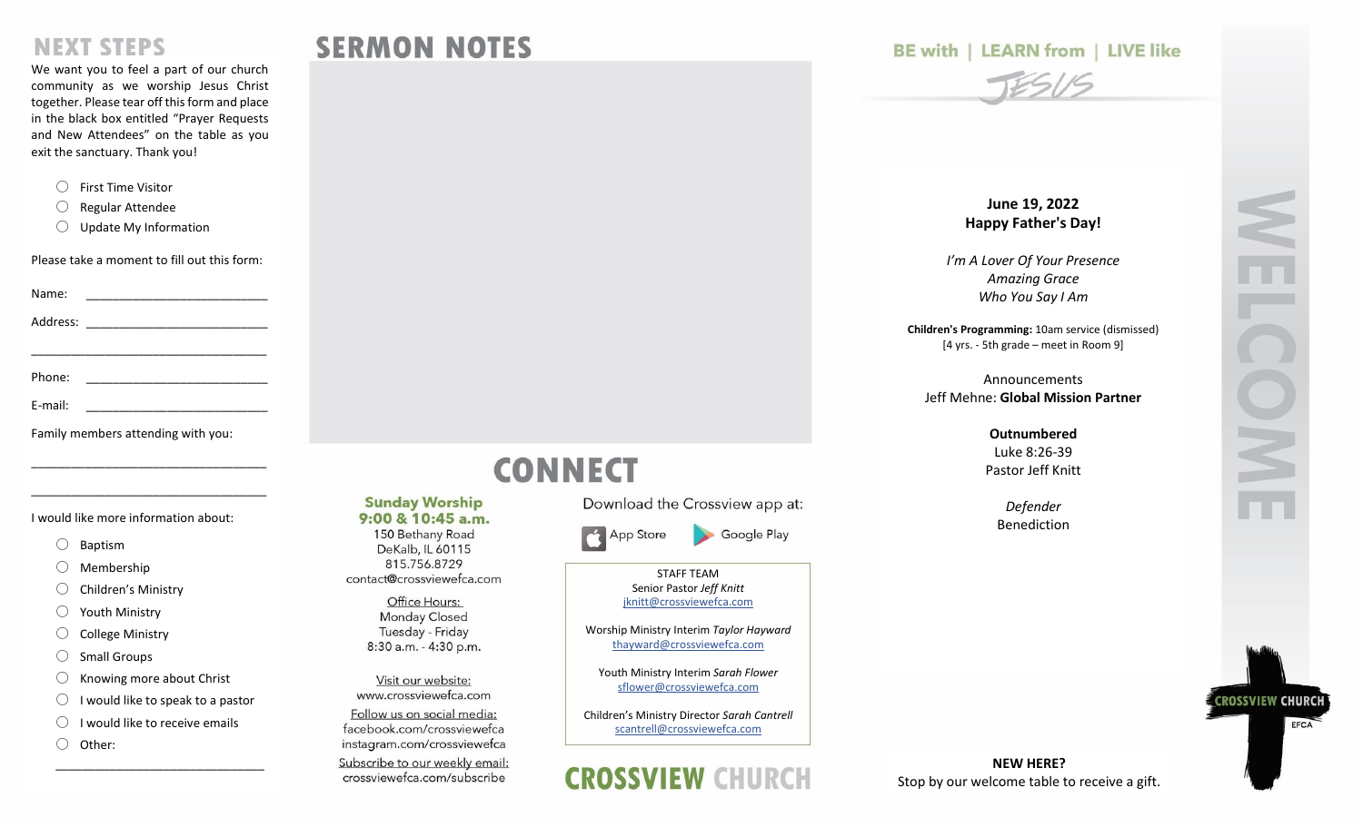## NEXT STEPS

We want you to feel a part of our church community as we worship Jesus Christ together. Please tear off this form and place in the black box entitled "Prayer Requests and New Attendees" on the table as you exit the sanctuary. Thank you!

- ◯ First Time Visitor
- ◯ Regular Attendee
- ◯ Update My Information

Please take a moment to fill out this form:

Name: ___________________________

Address: ___________________________

___________________________________

Phone: ___________________________

E-mail: ___________________________

Family members attending with you:

___________________________________

___________________________________

I would like more information about:

- ◯ Baptism
- ◯ Membership
- ◯ Children's Ministry
- ◯ Youth Ministry
- ◯ College Ministry
- ◯ Small Groups
- ◯ Knowing more about Christ
- ◯ I would like to speak to a pastor
- ◯ I would like to receive emails
- ◯ Other:

_______________________________

## SERMON NOTES

## CONNECT

**Sunday Worship**
**9:00 & 10:45 a.m.**
150 Bethany Road
DeKalb, IL 60115
815.756.8729
contact@crossviewefca.com

Office Hours:
Monday Closed
Tuesday - Friday
8:30 a.m. - 4:30 p.m.

Visit our website:
www.crossviewefca.com

Follow us on social media:
facebook.com/crossviewefca
instagram.com/crossviewefca

Subscribe to our weekly email:
crossviewefca.com/subscribe

Download the Crossview app at:

App Store | Google Play

STAFF TEAM

Senior Pastor *Jeff Knitt*
jknitt@crossviewefca.com

Worship Ministry Interim *Taylor Hayward*
thayward@crossviewefca.com

Youth Ministry Interim *Sarah Flower*
sflower@crossviewefca.com

Children's Ministry Director *Sarah Cantrell*
scantrell@crossviewefca.com

**CROSSVIEW CHURCH**

BE with | LEARN from | LIVE like JESUS

# WELCOME

**June 19, 2022**
**Happy Father's Day!**

*I'm A Lover Of Your Presence*
*Amazing Grace*
*Who You Say I Am*

**Children's Programming:** 10am service (dismissed)
[4 yrs. - 5th grade – meet in Room 9]

Announcements
Jeff Mehne: **Global Mission Partner**

**Outnumbered**
Luke 8:26-39
Pastor Jeff Knitt

*Defender*
Benediction

**NEW HERE?**
Stop by our welcome table to receive a gift.

CROSSVIEW CHURCH EFCA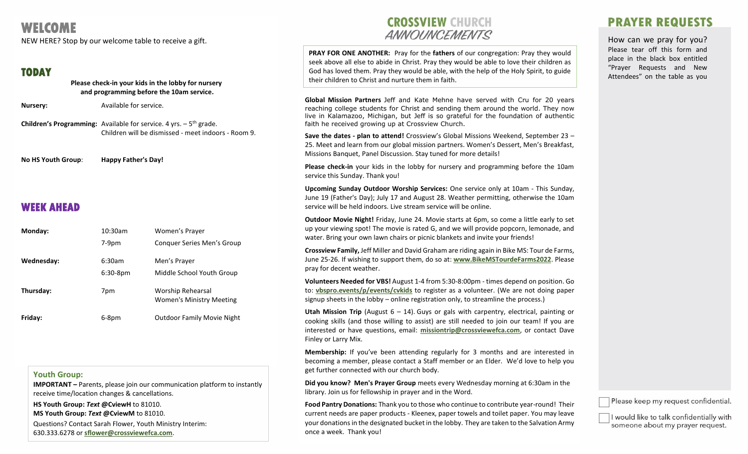# WELCOME

NEW HERE? Stop by our welcome table to receive a gift.

## TODAY

**Please check-in your kids in the lobby for nursery and programming before the 10am service.**

**Nursery:** Available for service.

**Children's Programming:** Available for service. 4 yrs. – 5th grade. Children will be dismissed - meet indoors - Room 9.

**No HS Youth Group**: **Happy Father's Day!**

## WEEK AHEAD

| | | |
|---|---|---|
| **Monday:** | 10:30am | Women's Prayer |
| | 7-9pm | Conquer Series Men's Group |
| **Wednesday:** | 6:30am | Men's Prayer |
| | 6:30-8pm | Middle School Youth Group |
| **Thursday:** | 7pm | Worship Rehearsal<br>Women's Ministry Meeting |
| **Friday:** | 6-8pm | Outdoor Family Movie Night |

### Youth Group:

**IMPORTANT –** Parents, please join our communication platform to instantly receive time/location changes & cancellations.

**HS Youth Group:** ***Text* @CviewH** to 81010.

**MS Youth Group:** ***Text* @CviewM** to 81010.

Questions? Contact Sarah Flower, Youth Ministry Interim: 630.333.6278 or **sflower@crossviewefca.com**.

# CROSSVIEW CHURCH ANNOUNCEMENTS

**PRAY FOR ONE ANOTHER:** Pray for the **fathers** of our congregation: Pray they would seek above all else to abide in Christ. Pray they would be able to love their children as God has loved them. Pray they would be able, with the help of the Holy Spirit, to guide their children to Christ and nurture them in faith.

**Global Mission Partners** Jeff and Kate Mehne have served with Cru for 20 years reaching college students for Christ and sending them around the world. They now live in Kalamazoo, Michigan, but Jeff is so grateful for the foundation of authentic faith he received growing up at Crossview Church.

**Save the dates - plan to attend!** Crossview's Global Missions Weekend, September 23 – 25. Meet and learn from our global mission partners. Women's Dessert, Men's Breakfast, Missions Banquet, Panel Discussion. Stay tuned for more details!

**Please check-in** your kids in the lobby for nursery and programming before the 10am service this Sunday. Thank you!

**Upcoming Sunday Outdoor Worship Services:** One service only at 10am - This Sunday, June 19 (Father's Day); July 17 and August 28. Weather permitting, otherwise the 10am service will be held indoors. Live stream service will be online.

**Outdoor Movie Night!** Friday, June 24. Movie starts at 6pm, so come a little early to set up your viewing spot! The movie is rated G, and we will provide popcorn, lemonade, and water. Bring your own lawn chairs or picnic blankets and invite your friends!

**Crossview Family,** Jeff Miller and David Graham are riding again in Bike MS: Tour de Farms, June 25-26. If wishing to support them, do so at: **www.BikeMSTourdeFarms2022**. Please pray for decent weather.

**Volunteers Needed for VBS!** August 1-4 from 5:30-8:00pm - times depend on position. Go to: **vbspro.events/p/events/cvkids** to register as a volunteer. (We are not doing paper signup sheets in the lobby – online registration only, to streamline the process.)

**Utah Mission Trip** (August 6 – 14). Guys or gals with carpentry, electrical, painting or cooking skills (and those willing to assist) are still needed to join our team! If you are interested or have questions, email: **missiontrip@crossviewefca.com**, or contact Dave Finley or Larry Mix.

**Membership:** If you've been attending regularly for 3 months and are interested in becoming a member, please contact a Staff member or an Elder. We'd love to help you get further connected with our church body.

**Did you know? Men's Prayer Group** meets every Wednesday morning at 6:30am in the library. Join us for fellowship in prayer and in the Word.

**Food Pantry Donations:** Thank you to those who continue to contribute year-round! Their current needs are paper products - Kleenex, paper towels and toilet paper. You may leave your donations in the designated bucket in the lobby. They are taken to the Salvation Army once a week. Thank you!

# PRAYER REQUESTS

How can we pray for you?

Please tear off this form and place in the black box entitled "Prayer Requests and New Attendees" on the table as you

☐ Please keep my request confidential.

☐ I would like to talk confidentially with someone about my prayer request.